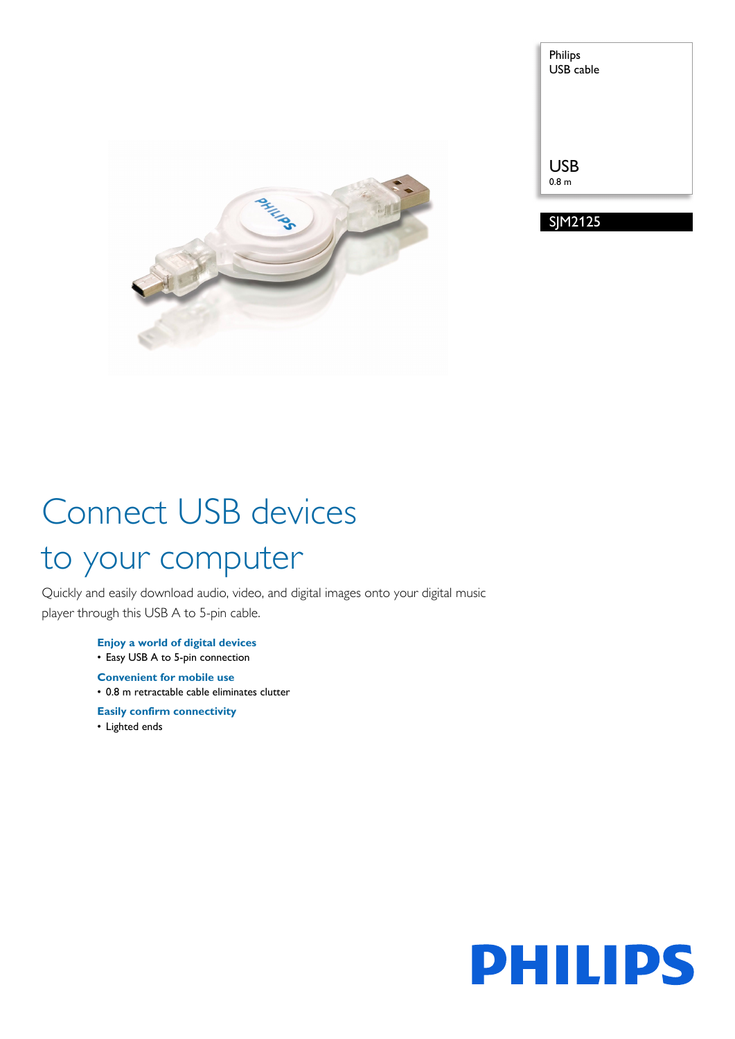Philips
USB cable

USB
0.8 m

SJM2125

# Connect USB devices to your computer

Quickly and easily download audio, video, and digital images onto your digital music player through this USB A to 5-pin cable.

**Enjoy a world of digital devices**

- Easy USB A to 5-pin connection

**Convenient for mobile use**

- 0.8 m retractable cable eliminates clutter

**Easily confirm connectivity**

- Lighted ends

PHILIPS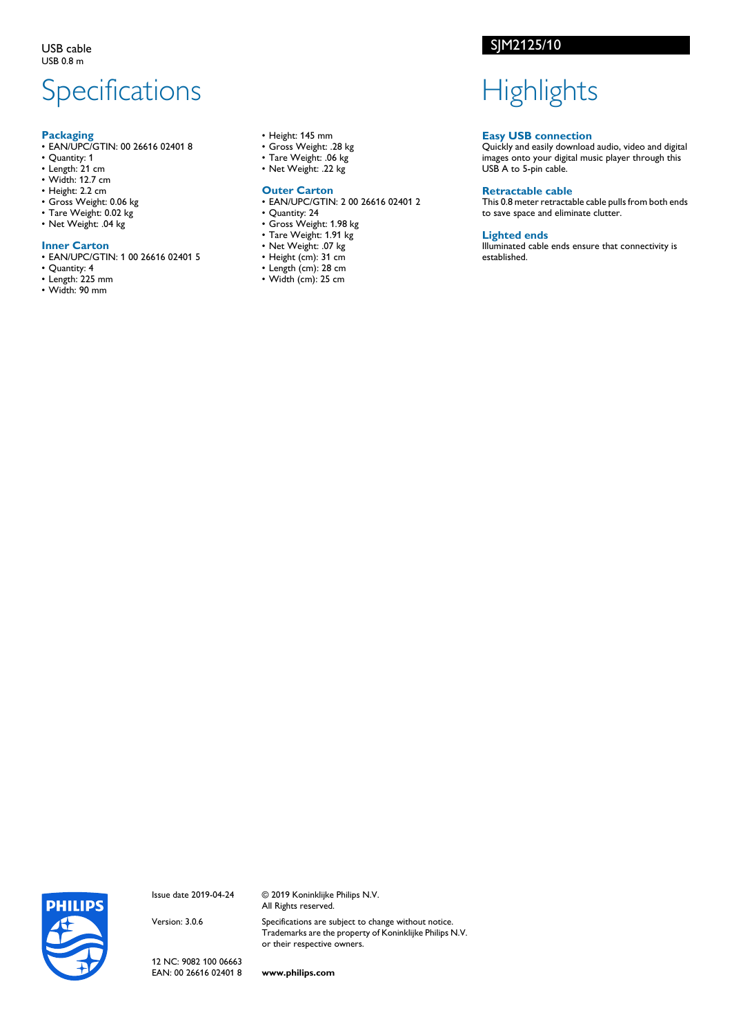USB cable
USB 0.8 m

# Specifications

### Packaging
- EAN/UPC/GTIN: 00 26616 02401 8
- Quantity: 1
- Length: 21 cm
- Width: 12.7 cm
- Height: 2.2 cm
- Gross Weight: 0.06 kg
- Tare Weight: 0.02 kg
- Net Weight: .04 kg

### Inner Carton
- EAN/UPC/GTIN: 1 00 26616 02401 5
- Quantity: 4
- Length: 225 mm
- Width: 90 mm
- Height: 145 mm
- Gross Weight: .28 kg
- Tare Weight: .06 kg
- Net Weight: .22 kg

### Outer Carton
- EAN/UPC/GTIN: 2 00 26616 02401 2
- Quantity: 24
- Gross Weight: 1.98 kg
- Tare Weight: 1.91 kg
- Net Weight: .07 kg
- Height (cm): 31 cm
- Length (cm): 28 cm
- Width (cm): 25 cm

SJM2125/10

# Highlights

### Easy USB connection
Quickly and easily download audio, video and digital images onto your digital music player through this USB A to 5-pin cable.

### Retractable cable
This 0.8 meter retractable cable pulls from both ends to save space and eliminate clutter.

### Lighted ends
Illuminated cable ends ensure that connectivity is established.

Issue date 2019-04-24

Version: 3.0.6

12 NC: 9082 100 06663
EAN: 00 26616 02401 8

© 2019 Koninklijke Philips N.V.
All Rights reserved.

Specifications are subject to change without notice. Trademarks are the property of Koninklijke Philips N.V. or their respective owners.

**www.philips.com**